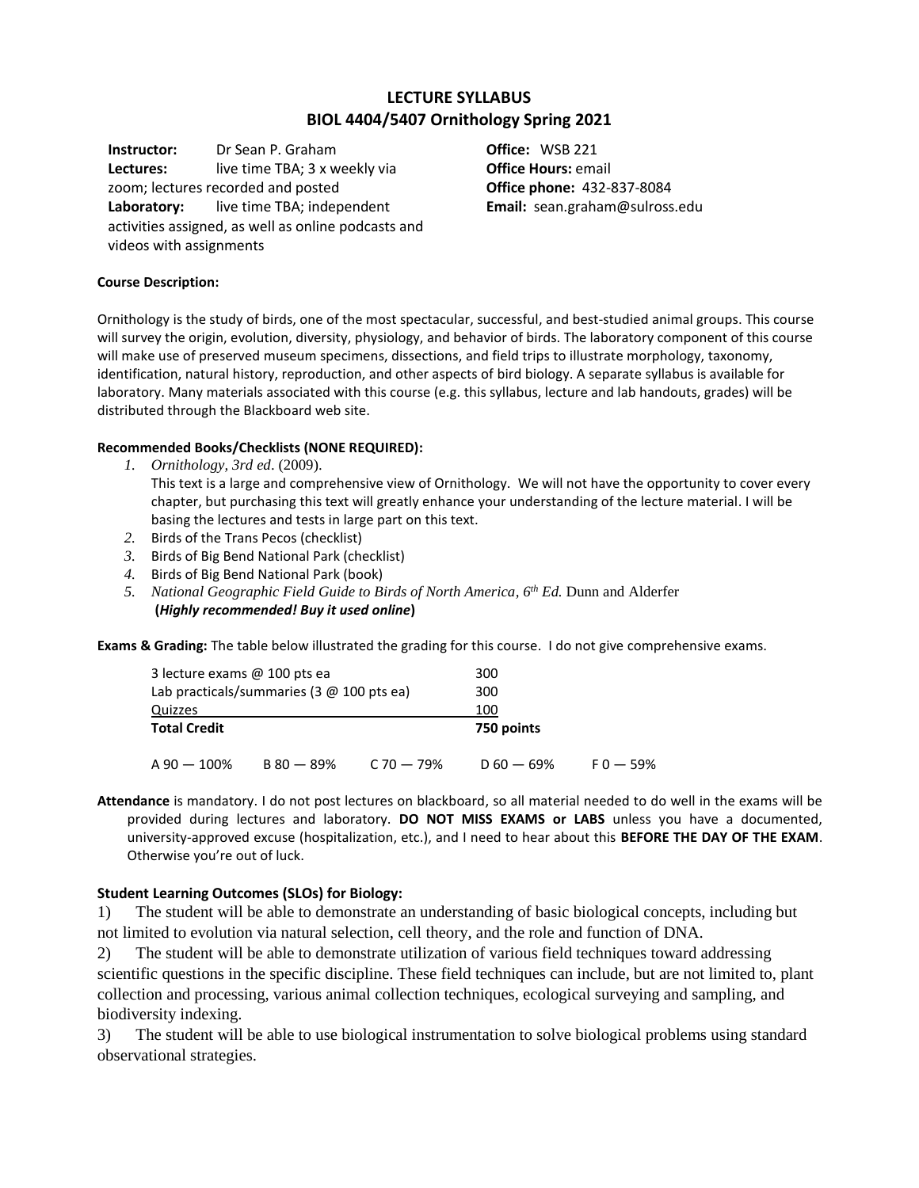# LECTURE SYLLABUS
# BIOL 4404/5407 Ornithology Spring 2021

**Instructor:** Dr Sean P. Graham
**Lectures:** live time TBA; 3 x weekly via zoom; lectures recorded and posted
**Laboratory:** live time TBA; independent activities assigned, as well as online podcasts and videos with assignments

**Office:** WSB 221
**Office Hours:** email
**Office phone:** 432-837-8084
**Email:** sean.graham@sulross.edu

**Course Description:**

Ornithology is the study of birds, one of the most spectacular, successful, and best-studied animal groups. This course will survey the origin, evolution, diversity, physiology, and behavior of birds. The laboratory component of this course will make use of preserved museum specimens, dissections, and field trips to illustrate morphology, taxonomy, identification, natural history, reproduction, and other aspects of bird biology. A separate syllabus is available for laboratory. Many materials associated with this course (e.g. this syllabus, lecture and lab handouts, grades) will be distributed through the Blackboard web site.

**Recommended Books/Checklists (NONE REQUIRED):**

1. *Ornithology, 3rd ed*. (2009).
   This text is a large and comprehensive view of Ornithology. We will not have the opportunity to cover every chapter, but purchasing this text will greatly enhance your understanding of the lecture material. I will be basing the lectures and tests in large part on this text.
2. Birds of the Trans Pecos (checklist)
3. Birds of Big Bend National Park (checklist)
4. Birds of Big Bend National Park (book)
5. *National Geographic Field Guide to Birds of North America, 6th Ed.* Dunn and Alderfer
   **(*Highly recommended! Buy it used online*)**

**Exams & Grading:** The table below illustrated the grading for this course. I do not give comprehensive exams.

| | |
|---|---|
| 3 lecture exams @ 100 pts ea | 300 |
| Lab practicals/summaries (3 @ 100 pts ea) | 300 |
| Quizzes | 100 |
| **Total Credit** | **750 points** |

A 90 — 100% B 80 — 89% C 70 — 79% D 60 — 69% F 0 — 59%

**Attendance** is mandatory. I do not post lectures on blackboard, so all material needed to do well in the exams will be provided during lectures and laboratory. **DO NOT MISS EXAMS or LABS** unless you have a documented, university-approved excuse (hospitalization, etc.), and I need to hear about this **BEFORE THE DAY OF THE EXAM**. Otherwise you're out of luck.

**Student Learning Outcomes (SLOs) for Biology:**

1) The student will be able to demonstrate an understanding of basic biological concepts, including but not limited to evolution via natural selection, cell theory, and the role and function of DNA.

2) The student will be able to demonstrate utilization of various field techniques toward addressing scientific questions in the specific discipline. These field techniques can include, but are not limited to, plant collection and processing, various animal collection techniques, ecological surveying and sampling, and biodiversity indexing.

3) The student will be able to use biological instrumentation to solve biological problems using standard observational strategies.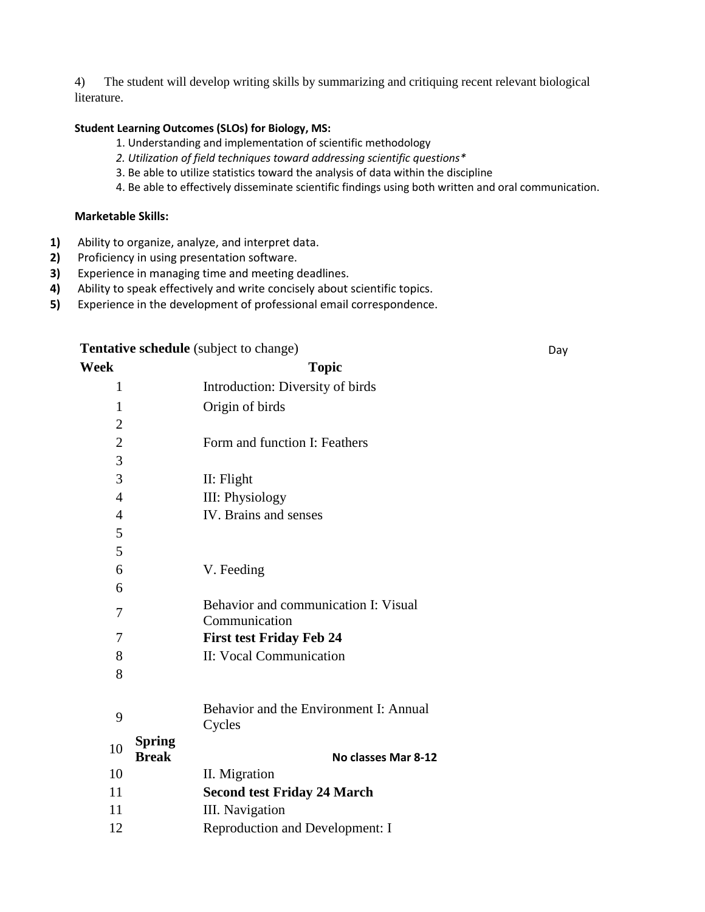4) The student will develop writing skills by summarizing and critiquing recent relevant biological literature.

**Student Learning Outcomes (SLOs) for Biology, MS:**

1. Understanding and implementation of scientific methodology
2. *Utilization of field techniques toward addressing scientific questions**
3. Be able to utilize statistics toward the analysis of data within the discipline
4. Be able to effectively disseminate scientific findings using both written and oral communication.

**Marketable Skills:**

1) Ability to organize, analyze, and interpret data.
2) Proficiency in using presentation software.
3) Experience in managing time and meeting deadlines.
4) Ability to speak effectively and write concisely about scientific topics.
5) Experience in the development of professional email correspondence.

**Tentative schedule** (subject to change)

| Week | | Topic | Day |
|---|---|---|---|
| 1 | | Introduction: Diversity of birds | |
| 1 | | Origin of birds | |
| 2 | | | |
| 2 | | Form and function I: Feathers | |
| 3 | | | |
| 3 | | II: Flight | |
| 4 | | III: Physiology | |
| 4 | | IV. Brains and senses | |
| 5 | | | |
| 5 | | | |
| 6 | | V. Feeding | |
| 6 | | | |
| 7 | | Behavior and communication I: Visual Communication | |
| 7 | | **First test Friday Feb 24** | |
| 8 | | II: Vocal Communication | |
| 8 | | | |
| 9 | | Behavior and the Environment I: Annual Cycles | |
| 10 | **Spring Break** | **No classes Mar 8-12** | |
| 10 | | II. Migration | |
| 11 | | **Second test Friday 24 March** | |
| 11 | | III. Navigation | |
| 12 | | Reproduction and Development: I | |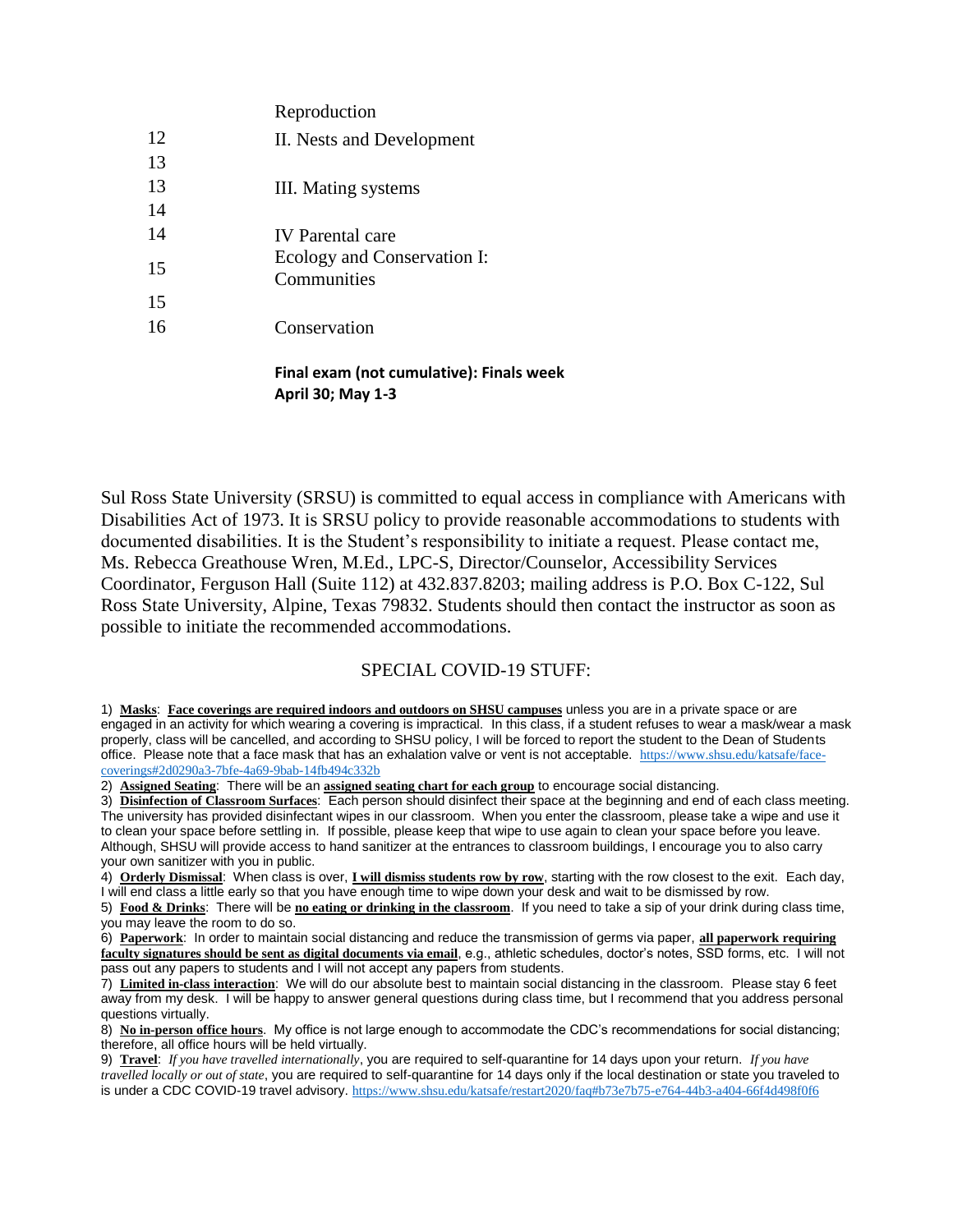| | |
|---|---|
| | Reproduction |
| 12 | II. Nests and Development |
| 13 | |
| 13 | III. Mating systems |
| 14 | |
| 14 | IV Parental care |
| 15 | Ecology and Conservation I: Communities |
| 15 | |
| 16 | Conservation |

**Final exam (not cumulative): Finals week**
**April 30; May 1-3**

Sul Ross State University (SRSU) is committed to equal access in compliance with Americans with Disabilities Act of 1973. It is SRSU policy to provide reasonable accommodations to students with documented disabilities. It is the Student's responsibility to initiate a request. Please contact me, Ms. Rebecca Greathouse Wren, M.Ed., LPC-S, Director/Counselor, Accessibility Services Coordinator, Ferguson Hall (Suite 112) at 432.837.8203; mailing address is P.O. Box C-122, Sul Ross State University, Alpine, Texas 79832. Students should then contact the instructor as soon as possible to initiate the recommended accommodations.

## SPECIAL COVID-19 STUFF:

1) **Masks**: **Face coverings are required indoors and outdoors on SHSU campuses** unless you are in a private space or are engaged in an activity for which wearing a covering is impractical. In this class, if a student refuses to wear a mask/wear a mask properly, class will be cancelled, and according to SHSU policy, I will be forced to report the student to the Dean of Students office. Please note that a face mask that has an exhalation valve or vent is not acceptable. https://www.shsu.edu/katsafe/face-coverings#2d0290a3-7bfe-4a69-9bab-14fb494c332b
2) **Assigned Seating**: There will be an **assigned seating chart for each group** to encourage social distancing.
3) **Disinfection of Classroom Surfaces**: Each person should disinfect their space at the beginning and end of each class meeting. The university has provided disinfectant wipes in our classroom. When you enter the classroom, please take a wipe and use it to clean your space before settling in. If possible, please keep that wipe to use again to clean your space before you leave. Although, SHSU will provide access to hand sanitizer at the entrances to classroom buildings, I encourage you to also carry your own sanitizer with you in public.
4) **Orderly Dismissal**: When class is over, **I will dismiss students row by row**, starting with the row closest to the exit. Each day, I will end class a little early so that you have enough time to wipe down your desk and wait to be dismissed by row.
5) **Food & Drinks**: There will be **no eating or drinking in the classroom**. If you need to take a sip of your drink during class time, you may leave the room to do so.
6) **Paperwork**: In order to maintain social distancing and reduce the transmission of germs via paper, **all paperwork requiring faculty signatures should be sent as digital documents via email**, e.g., athletic schedules, doctor's notes, SSD forms, etc. I will not pass out any papers to students and I will not accept any papers from students.
7) **Limited in-class interaction**: We will do our absolute best to maintain social distancing in the classroom. Please stay 6 feet away from my desk. I will be happy to answer general questions during class time, but I recommend that you address personal questions virtually.
8) **No in-person office hours**. My office is not large enough to accommodate the CDC's recommendations for social distancing; therefore, all office hours will be held virtually.
9) **Travel**: *If you have travelled internationally*, you are required to self-quarantine for 14 days upon your return. *If you have travelled locally or out of state*, you are required to self-quarantine for 14 days only if the local destination or state you traveled to is under a CDC COVID-19 travel advisory. https://www.shsu.edu/katsafe/restart2020/faq#b73e7b75-e764-44b3-a404-66f4d498f0f6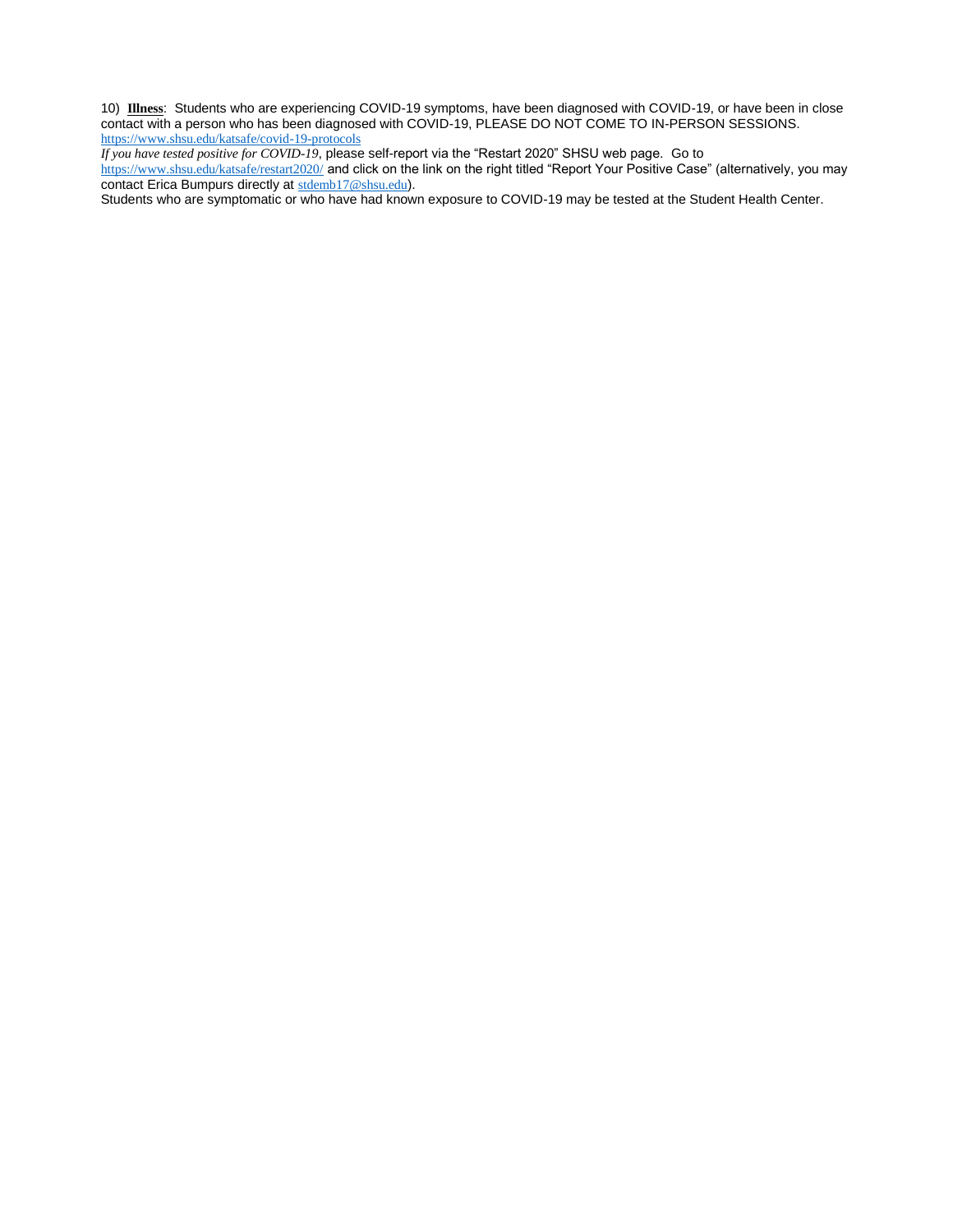10) **Illness**: Students who are experiencing COVID-19 symptoms, have been diagnosed with COVID-19, or have been in close contact with a person who has been diagnosed with COVID-19, PLEASE DO NOT COME TO IN-PERSON SESSIONS. https://www.shsu.edu/katsafe/covid-19-protocols

*If you have tested positive for COVID-19*, please self-report via the "Restart 2020" SHSU web page. Go to https://www.shsu.edu/katsafe/restart2020/ and click on the link on the right titled "Report Your Positive Case" (alternatively, you may contact Erica Bumpurs directly at stdemb17@shsu.edu).

Students who are symptomatic or who have had known exposure to COVID-19 may be tested at the Student Health Center.